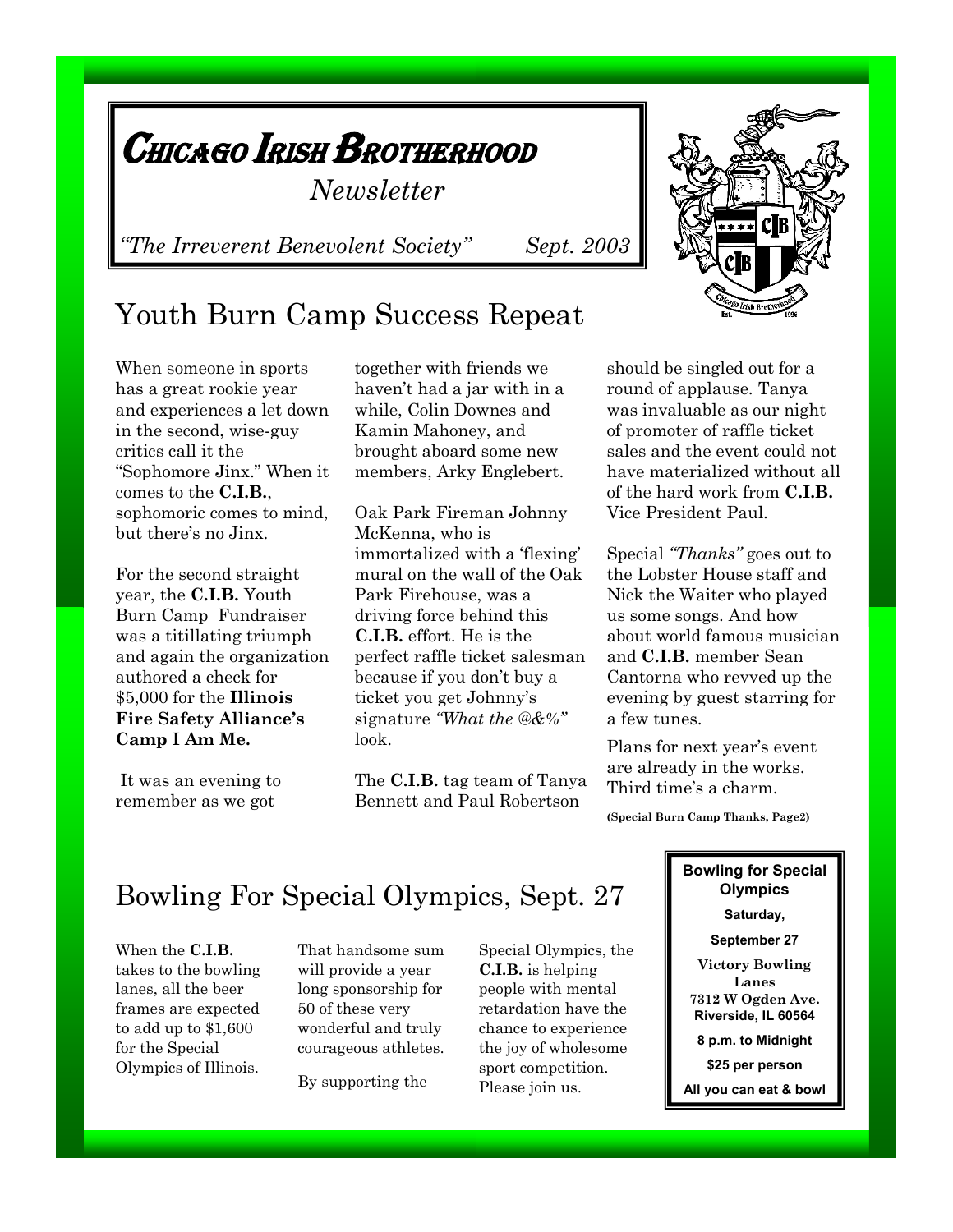# Chicago Irish Brotherhood

*Newsletter*

*"The Irreverent Benevolent Society"* *Sept. 2003*

## Youth Burn Camp Success Repeat

When someone in sports has a great rookie year and experiences a let down in the second, wise-guy critics call it the "Sophomore Jinx." When it comes to the **C.I.B.**, sophomoric comes to mind, but there's no Jinx.

For the second straight year, the **C.I.B.** Youth Burn Camp Fundraiser was a titillating triumph and again the organization authored a check for $5,000 for the **Illinois Fire Safety Alliance's Camp I Am Me.**

It was an evening to remember as we got together with friends we haven't had a jar with in a while, Colin Downes and Kamin Mahoney, and brought aboard some new members, Arky Englebert.

Oak Park Fireman Johnny McKenna, who is immortalized with a 'flexing' mural on the wall of the Oak Park Firehouse, was a driving force behind this **C.I.B.** effort. He is the perfect raffle ticket salesman because if you don't buy a ticket you get Johnny's signature *"What the @&%"* look.

The **C.I.B.** tag team of Tanya Bennett and Paul Robertson should be singled out for a round of applause. Tanya was invaluable as our night of promoter of raffle ticket sales and the event could not have materialized without all of the hard work from **C.I.B.** Vice President Paul.

Special *"Thanks"* goes out to the Lobster House staff and Nick the Waiter who played us some songs. And how about world famous musician and **C.I.B.** member Sean Cantorna who revved up the evening by guest starring for a few tunes.

Plans for next year's event are already in the works. Third time's a charm.

**(Special Burn Camp Thanks, Page2)**

## Bowling For Special Olympics, Sept. 27

When the **C.I.B.** takes to the bowling lanes, all the beer frames are expected to add up to $1,600 for the Special Olympics of Illinois.

That handsome sum will provide a year long sponsorship for 50 of these very wonderful and truly courageous athletes.

By supporting the Special Olympics, the **C.I.B.** is helping people with mental retardation have the chance to experience the joy of wholesome sport competition. Please join us.

**Bowling for Special Olympics**

**Saturday,**

**September 27**

**Victory Bowling Lanes**
**7312 W Ogden Ave.**
**Riverside, IL 60564**

**8 p.m. to Midnight**

**$25 per person**

**All you can eat & bowl**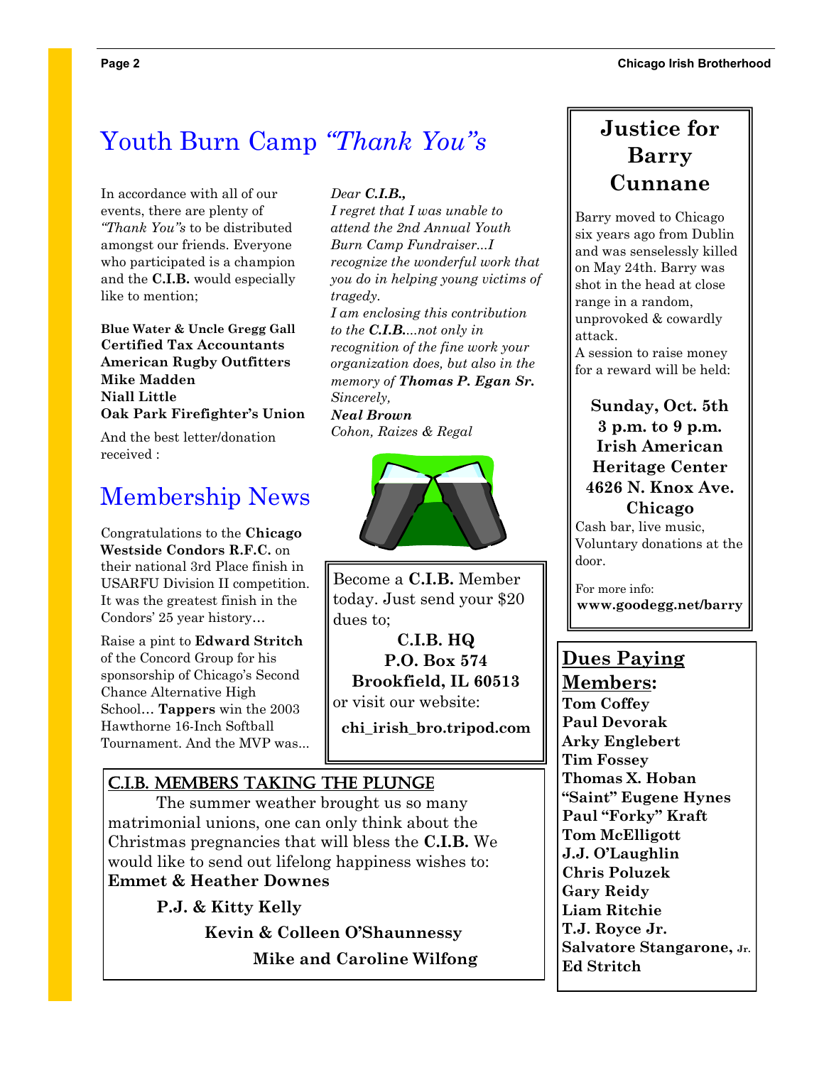# Youth Burn Camp *"Thank You"s*

In accordance with all of our events, there are plenty of *"Thank You"s* to be distributed amongst our friends. Everyone who participated is a champion and the **C.I.B.** would especially like to mention;

**Blue Water & Uncle Gregg Gall**
**Certified Tax Accountants**
**American Rugby Outfitters**
**Mike Madden**
**Niall Little**
**Oak Park Firefighter's Union**

And the best letter/donation received :

*Dear **C.I.B.,***
*I regret that I was unable to attend the 2nd Annual Youth Burn Camp Fundraiser...I recognize the wonderful work that you do in helping young victims of tragedy.*
*I am enclosing this contribution to the **C.I.B.**...not only in recognition of the fine work your organization does, but also in the memory of **Thomas P. Egan Sr.***
*Sincerely,*
***Neal Brown***
*Cohon, Raizes & Regal*

# Membership News

Congratulations to the **Chicago Westside Condors R.F.C.** on their national 3rd Place finish in USARFU Division II competition. It was the greatest finish in the Condors' 25 year history…

Raise a pint to **Edward Stritch** of the Concord Group for his sponsorship of Chicago's Second Chance Alternative High School… **Tappers** win the 2003 Hawthorne 16-Inch Softball Tournament. And the MVP was...

Become a **C.I.B.** Member today. Just send your $20 dues to;

**C.I.B. HQ**
**P.O. Box 574**
**Brookfield, IL 60513**

or visit our website:

**chi_irish_bro.tripod.com**

## C.I.B. MEMBERS TAKING THE PLUNGE

The summer weather brought us so many matrimonial unions, one can only think about the Christmas pregnancies that will bless the **C.I.B.** We would like to send out lifelong happiness wishes to:

**Emmet & Heather Downes**
**P.J. & Kitty Kelly**
**Kevin & Colleen O'Shaunnessy**
**Mike and Caroline Wilfong**

## Justice for Barry Cunnane

Barry moved to Chicago six years ago from Dublin and was senselessly killed on May 24th. Barry was shot in the head at close range in a random, unprovoked & cowardly attack.
A session to raise money for a reward will be held:

**Sunday, Oct. 5th**
**3 p.m. to 9 p.m.**
**Irish American Heritage Center**
**4626 N. Knox Ave.**
**Chicago**

Cash bar, live music, Voluntary donations at the door.

For more info:
**www.goodegg.net/barry**

## Dues Paying Members:

**Tom Coffey**
**Paul Devorak**
**Arky Englebert**
**Tim Fossey**
**Thomas X. Hoban**
**"Saint" Eugene Hynes**
**Paul "Forky" Kraft**
**Tom McElligott**
**J.J. O'Laughlin**
**Chris Poluzek**
**Gary Reidy**
**Liam Ritchie**
**T.J. Royce Jr.**
**Salvatore Stangarone, Jr.**
**Ed Stritch**